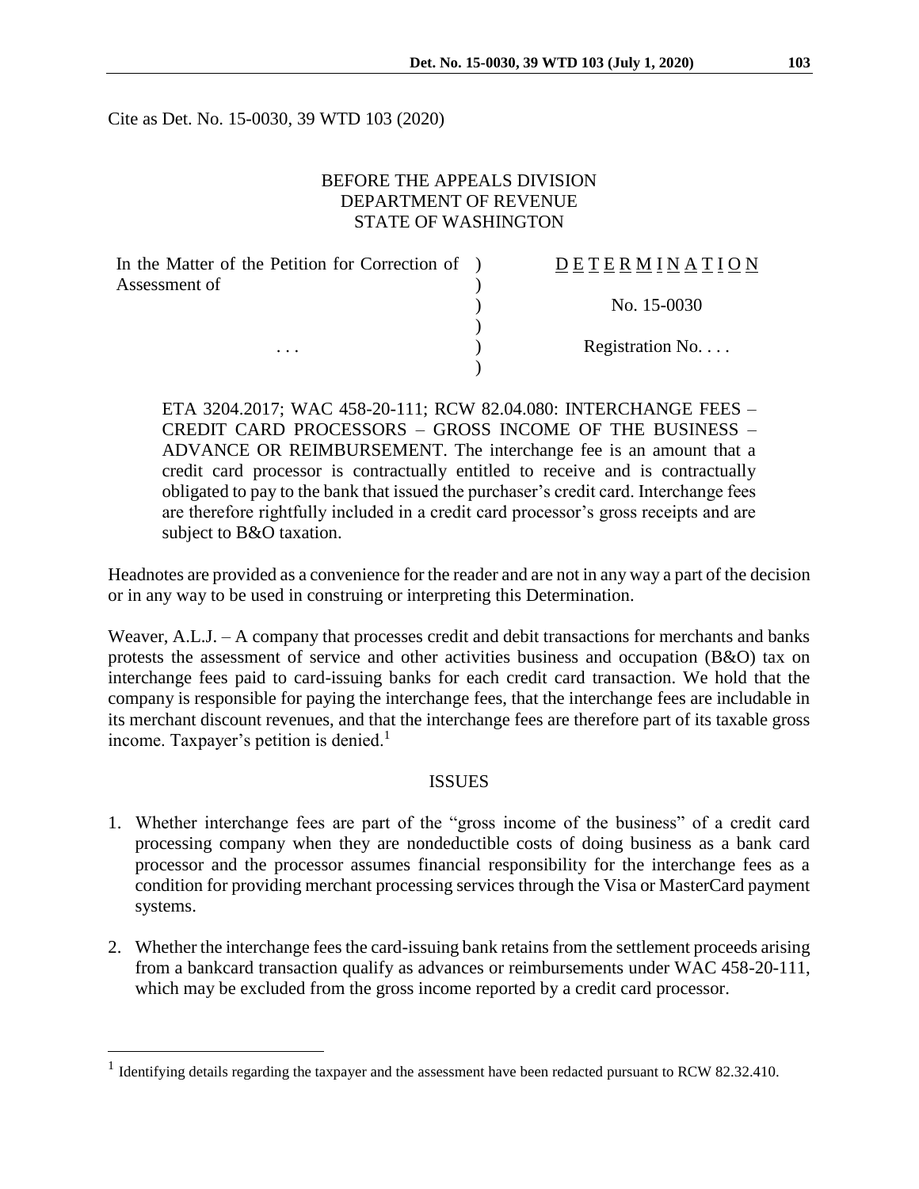Cite as Det. No. 15-0030, 39 WTD 103 (2020)

BEFORE THE APPEALS DIVISION
DEPARTMENT OF REVENUE
STATE OF WASHINGTON

| | |
|---|---|
| In the Matter of the Petition for Correction of Assessment of | D E T E R M I N A T I O N |
| | No. 15-0030 |
| . . . | Registration No. . . . |

ETA 3204.2017; WAC 458-20-111; RCW 82.04.080: INTERCHANGE FEES – CREDIT CARD PROCESSORS – GROSS INCOME OF THE BUSINESS – ADVANCE OR REIMBURSEMENT. The interchange fee is an amount that a credit card processor is contractually entitled to receive and is contractually obligated to pay to the bank that issued the purchaser's credit card. Interchange fees are therefore rightfully included in a credit card processor's gross receipts and are subject to B&O taxation.

Headnotes are provided as a convenience for the reader and are not in any way a part of the decision or in any way to be used in construing or interpreting this Determination.

Weaver, A.L.J. – A company that processes credit and debit transactions for merchants and banks protests the assessment of service and other activities business and occupation (B&O) tax on interchange fees paid to card-issuing banks for each credit card transaction. We hold that the company is responsible for paying the interchange fees, that the interchange fees are includable in its merchant discount revenues, and that the interchange fees are therefore part of its taxable gross income. Taxpayer's petition is denied.[1]

## ISSUES

1. Whether interchange fees are part of the "gross income of the business" of a credit card processing company when they are nondeductible costs of doing business as a bank card processor and the processor assumes financial responsibility for the interchange fees as a condition for providing merchant processing services through the Visa or MasterCard payment systems.

2. Whether the interchange fees the card-issuing bank retains from the settlement proceeds arising from a bankcard transaction qualify as advances or reimbursements under WAC 458-20-111, which may be excluded from the gross income reported by a credit card processor.

[1] Identifying details regarding the taxpayer and the assessment have been redacted pursuant to RCW 82.32.410.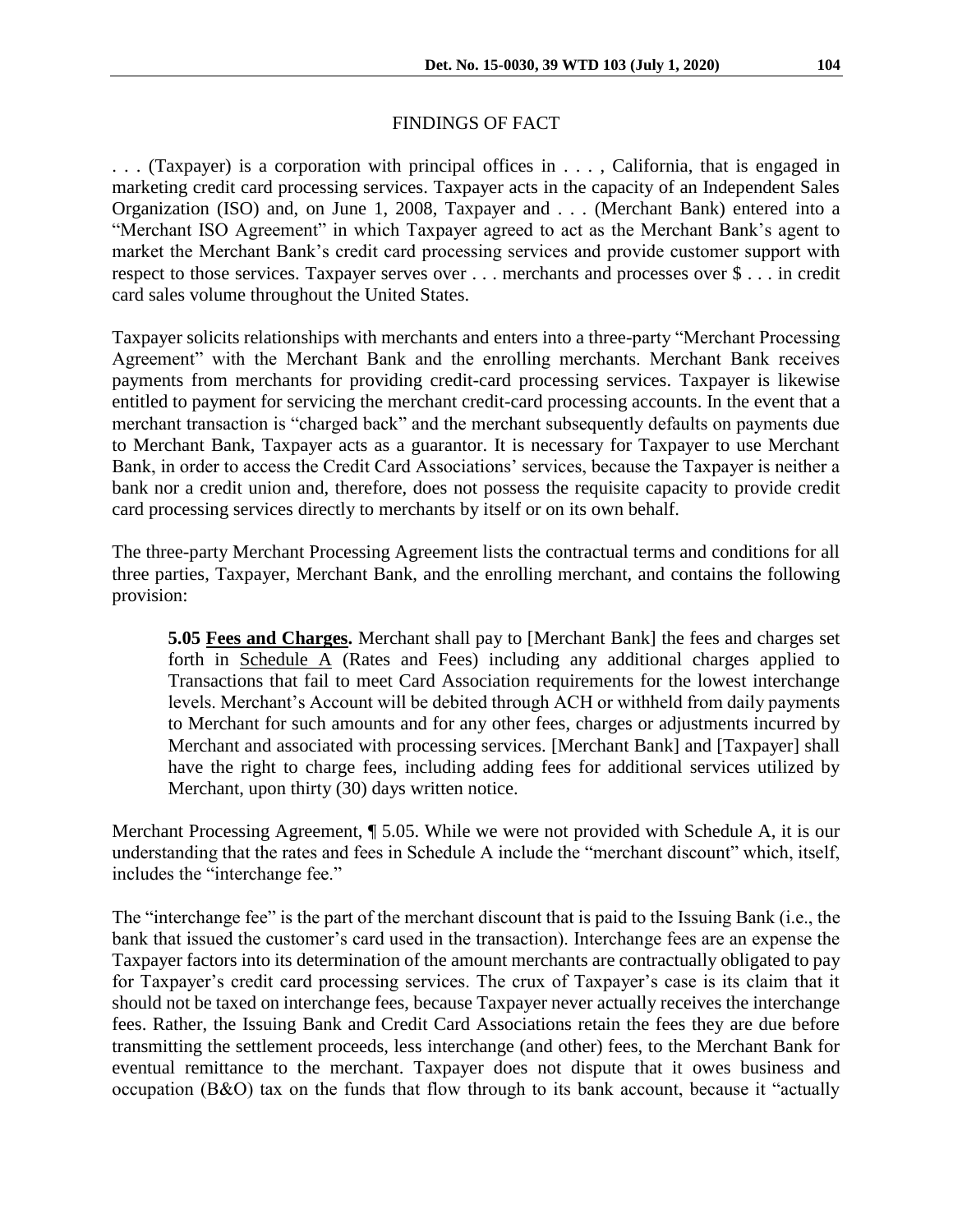## FINDINGS OF FACT

. . . (Taxpayer) is a corporation with principal offices in . . . , California, that is engaged in marketing credit card processing services. Taxpayer acts in the capacity of an Independent Sales Organization (ISO) and, on June 1, 2008, Taxpayer and . . . (Merchant Bank) entered into a "Merchant ISO Agreement" in which Taxpayer agreed to act as the Merchant Bank's agent to market the Merchant Bank's credit card processing services and provide customer support with respect to those services. Taxpayer serves over . . . merchants and processes over $ . . . in credit card sales volume throughout the United States.

Taxpayer solicits relationships with merchants and enters into a three-party "Merchant Processing Agreement" with the Merchant Bank and the enrolling merchants. Merchant Bank receives payments from merchants for providing credit-card processing services. Taxpayer is likewise entitled to payment for servicing the merchant credit-card processing accounts. In the event that a merchant transaction is "charged back" and the merchant subsequently defaults on payments due to Merchant Bank, Taxpayer acts as a guarantor. It is necessary for Taxpayer to use Merchant Bank, in order to access the Credit Card Associations' services, because the Taxpayer is neither a bank nor a credit union and, therefore, does not possess the requisite capacity to provide credit card processing services directly to merchants by itself or on its own behalf.

The three-party Merchant Processing Agreement lists the contractual terms and conditions for all three parties, Taxpayer, Merchant Bank, and the enrolling merchant, and contains the following provision:

> **5.05 Fees and Charges.** Merchant shall pay to [Merchant Bank] the fees and charges set forth in Schedule A (Rates and Fees) including any additional charges applied to Transactions that fail to meet Card Association requirements for the lowest interchange levels. Merchant's Account will be debited through ACH or withheld from daily payments to Merchant for such amounts and for any other fees, charges or adjustments incurred by Merchant and associated with processing services. [Merchant Bank] and [Taxpayer] shall have the right to charge fees, including adding fees for additional services utilized by Merchant, upon thirty (30) days written notice.

Merchant Processing Agreement, ¶ 5.05. While we were not provided with Schedule A, it is our understanding that the rates and fees in Schedule A include the "merchant discount" which, itself, includes the "interchange fee."

The "interchange fee" is the part of the merchant discount that is paid to the Issuing Bank (i.e., the bank that issued the customer's card used in the transaction). Interchange fees are an expense the Taxpayer factors into its determination of the amount merchants are contractually obligated to pay for Taxpayer's credit card processing services. The crux of Taxpayer's case is its claim that it should not be taxed on interchange fees, because Taxpayer never actually receives the interchange fees. Rather, the Issuing Bank and Credit Card Associations retain the fees they are due before transmitting the settlement proceeds, less interchange (and other) fees, to the Merchant Bank for eventual remittance to the merchant. Taxpayer does not dispute that it owes business and occupation (B&O) tax on the funds that flow through to its bank account, because it "actually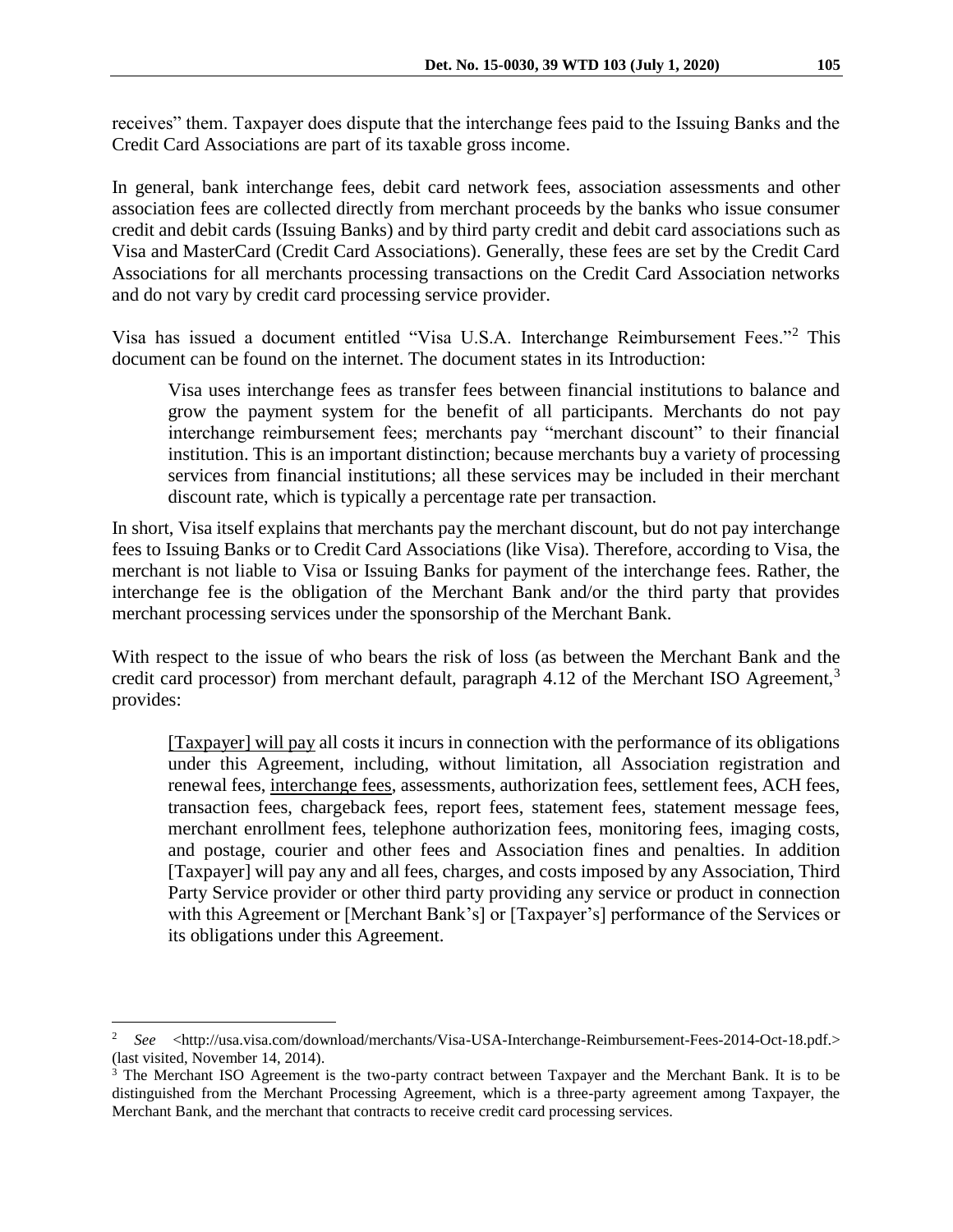receives" them. Taxpayer does dispute that the interchange fees paid to the Issuing Banks and the Credit Card Associations are part of its taxable gross income.

In general, bank interchange fees, debit card network fees, association assessments and other association fees are collected directly from merchant proceeds by the banks who issue consumer credit and debit cards (Issuing Banks) and by third party credit and debit card associations such as Visa and MasterCard (Credit Card Associations). Generally, these fees are set by the Credit Card Associations for all merchants processing transactions on the Credit Card Association networks and do not vary by credit card processing service provider.

Visa has issued a document entitled "Visa U.S.A. Interchange Reimbursement Fees."[2] This document can be found on the internet. The document states in its Introduction:

> Visa uses interchange fees as transfer fees between financial institutions to balance and grow the payment system for the benefit of all participants. Merchants do not pay interchange reimbursement fees; merchants pay "merchant discount" to their financial institution. This is an important distinction; because merchants buy a variety of processing services from financial institutions; all these services may be included in their merchant discount rate, which is typically a percentage rate per transaction.

In short, Visa itself explains that merchants pay the merchant discount, but do not pay interchange fees to Issuing Banks or to Credit Card Associations (like Visa). Therefore, according to Visa, the merchant is not liable to Visa or Issuing Banks for payment of the interchange fees. Rather, the interchange fee is the obligation of the Merchant Bank and/or the third party that provides merchant processing services under the sponsorship of the Merchant Bank.

With respect to the issue of who bears the risk of loss (as between the Merchant Bank and the credit card processor) from merchant default, paragraph 4.12 of the Merchant ISO Agreement,[3] provides:

> <u>[Taxpayer] will pay</u> all costs it incurs in connection with the performance of its obligations under this Agreement, including, without limitation, all Association registration and renewal fees, <u>interchange fees</u>, assessments, authorization fees, settlement fees, ACH fees, transaction fees, chargeback fees, report fees, statement fees, statement message fees, merchant enrollment fees, telephone authorization fees, monitoring fees, imaging costs, and postage, courier and other fees and Association fines and penalties. In addition [Taxpayer] will pay any and all fees, charges, and costs imposed by any Association, Third Party Service provider or other third party providing any service or product in connection with this Agreement or [Merchant Bank's] or [Taxpayer's] performance of the Services or its obligations under this Agreement.

---

[2] *See* <http://usa.visa.com/download/merchants/Visa-USA-Interchange-Reimbursement-Fees-2014-Oct-18.pdf.> (last visited, November 14, 2014).

[3] The Merchant ISO Agreement is the two-party contract between Taxpayer and the Merchant Bank. It is to be distinguished from the Merchant Processing Agreement, which is a three-party agreement among Taxpayer, the Merchant Bank, and the merchant that contracts to receive credit card processing services.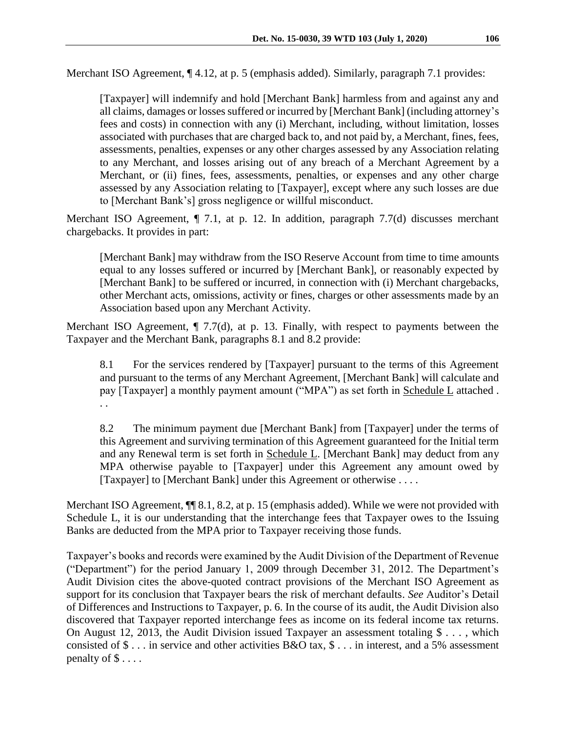Merchant ISO Agreement, ¶ 4.12, at p. 5 (emphasis added). Similarly, paragraph 7.1 provides:

> [Taxpayer] will indemnify and hold [Merchant Bank] harmless from and against any and all claims, damages or losses suffered or incurred by [Merchant Bank] (including attorney's fees and costs) in connection with any (i) Merchant, including, without limitation, losses associated with purchases that are charged back to, and not paid by, a Merchant, fines, fees, assessments, penalties, expenses or any other charges assessed by any Association relating to any Merchant, and losses arising out of any breach of a Merchant Agreement by a Merchant, or (ii) fines, fees, assessments, penalties, or expenses and any other charge assessed by any Association relating to [Taxpayer], except where any such losses are due to [Merchant Bank's] gross negligence or willful misconduct.

Merchant ISO Agreement, ¶ 7.1, at p. 12. In addition, paragraph 7.7(d) discusses merchant chargebacks. It provides in part:

> [Merchant Bank] may withdraw from the ISO Reserve Account from time to time amounts equal to any losses suffered or incurred by [Merchant Bank], or reasonably expected by [Merchant Bank] to be suffered or incurred, in connection with (i) Merchant chargebacks, other Merchant acts, omissions, activity or fines, charges or other assessments made by an Association based upon any Merchant Activity.

Merchant ISO Agreement, ¶ 7.7(d), at p. 13. Finally, with respect to payments between the Taxpayer and the Merchant Bank, paragraphs 8.1 and 8.2 provide:

> 8.1 For the services rendered by [Taxpayer] pursuant to the terms of this Agreement and pursuant to the terms of any Merchant Agreement, [Merchant Bank] will calculate and pay [Taxpayer] a monthly payment amount ("MPA") as set forth in <u>Schedule L</u> attached . . .
>
> 8.2 The minimum payment due [Merchant Bank] from [Taxpayer] under the terms of this Agreement and surviving termination of this Agreement guaranteed for the Initial term and any Renewal term is set forth in <u>Schedule L</u>. [Merchant Bank] may deduct from any MPA otherwise payable to [Taxpayer] under this Agreement any amount owed by [Taxpayer] to [Merchant Bank] under this Agreement or otherwise . . . .

Merchant ISO Agreement, ¶¶ 8.1, 8.2, at p. 15 (emphasis added). While we were not provided with Schedule L, it is our understanding that the interchange fees that Taxpayer owes to the Issuing Banks are deducted from the MPA prior to Taxpayer receiving those funds.

Taxpayer's books and records were examined by the Audit Division of the Department of Revenue ("Department") for the period January 1, 2009 through December 31, 2012. The Department's Audit Division cites the above-quoted contract provisions of the Merchant ISO Agreement as support for its conclusion that Taxpayer bears the risk of merchant defaults. *See* Auditor's Detail of Differences and Instructions to Taxpayer, p. 6. In the course of its audit, the Audit Division also discovered that Taxpayer reported interchange fees as income on its federal income tax returns. On August 12, 2013, the Audit Division issued Taxpayer an assessment totaling $ . . . , which consisted of $ . . . in service and other activities B&O tax, $ . . . in interest, and a 5% assessment penalty of $ . . . .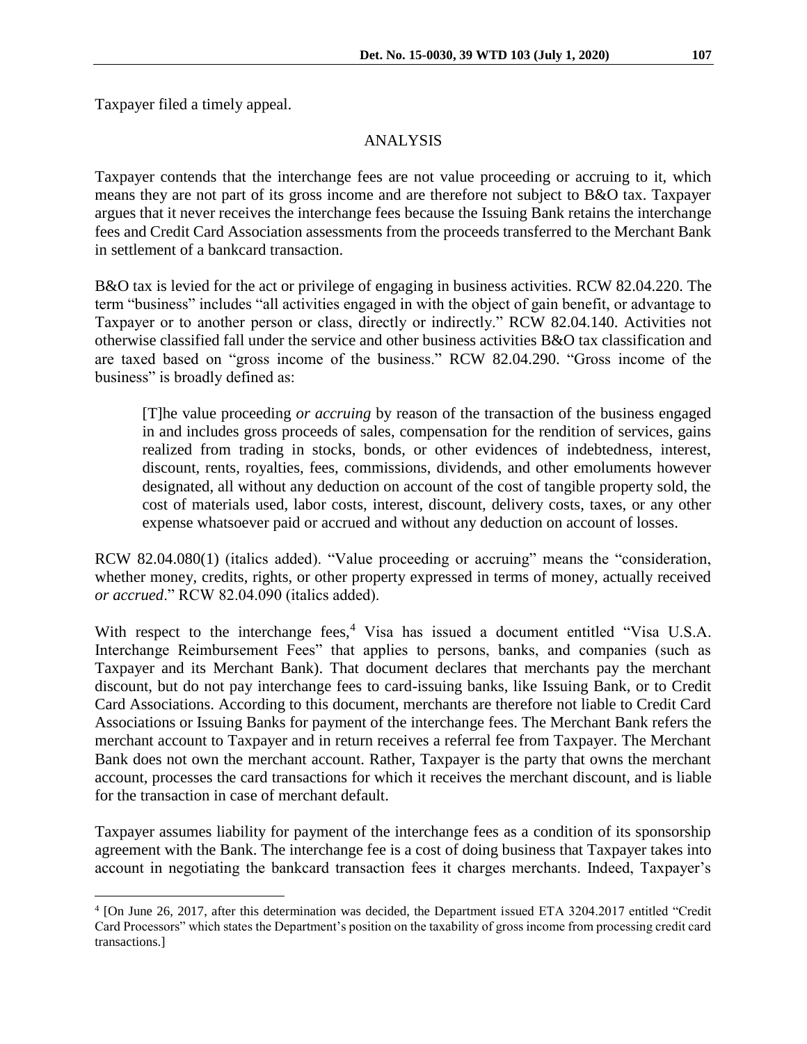Taxpayer filed a timely appeal.

## ANALYSIS

Taxpayer contends that the interchange fees are not value proceeding or accruing to it, which means they are not part of its gross income and are therefore not subject to B&O tax. Taxpayer argues that it never receives the interchange fees because the Issuing Bank retains the interchange fees and Credit Card Association assessments from the proceeds transferred to the Merchant Bank in settlement of a bankcard transaction.

B&O tax is levied for the act or privilege of engaging in business activities. RCW 82.04.220. The term "business" includes "all activities engaged in with the object of gain benefit, or advantage to Taxpayer or to another person or class, directly or indirectly." RCW 82.04.140. Activities not otherwise classified fall under the service and other business activities B&O tax classification and are taxed based on "gross income of the business." RCW 82.04.290. "Gross income of the business" is broadly defined as:

> [T]he value proceeding *or accruing* by reason of the transaction of the business engaged in and includes gross proceeds of sales, compensation for the rendition of services, gains realized from trading in stocks, bonds, or other evidences of indebtedness, interest, discount, rents, royalties, fees, commissions, dividends, and other emoluments however designated, all without any deduction on account of the cost of tangible property sold, the cost of materials used, labor costs, interest, discount, delivery costs, taxes, or any other expense whatsoever paid or accrued and without any deduction on account of losses.

RCW 82.04.080(1) (italics added). "Value proceeding or accruing" means the "consideration, whether money, credits, rights, or other property expressed in terms of money, actually received *or accrued*." RCW 82.04.090 (italics added).

With respect to the interchange fees,[4] Visa has issued a document entitled "Visa U.S.A. Interchange Reimbursement Fees" that applies to persons, banks, and companies (such as Taxpayer and its Merchant Bank). That document declares that merchants pay the merchant discount, but do not pay interchange fees to card-issuing banks, like Issuing Bank, or to Credit Card Associations. According to this document, merchants are therefore not liable to Credit Card Associations or Issuing Banks for payment of the interchange fees. The Merchant Bank refers the merchant account to Taxpayer and in return receives a referral fee from Taxpayer. The Merchant Bank does not own the merchant account. Rather, Taxpayer is the party that owns the merchant account, processes the card transactions for which it receives the merchant discount, and is liable for the transaction in case of merchant default.

Taxpayer assumes liability for payment of the interchange fees as a condition of its sponsorship agreement with the Bank. The interchange fee is a cost of doing business that Taxpayer takes into account in negotiating the bankcard transaction fees it charges merchants. Indeed, Taxpayer's

---

[4] [On June 26, 2017, after this determination was decided, the Department issued ETA 3204.2017 entitled "Credit Card Processors" which states the Department's position on the taxability of gross income from processing credit card transactions.]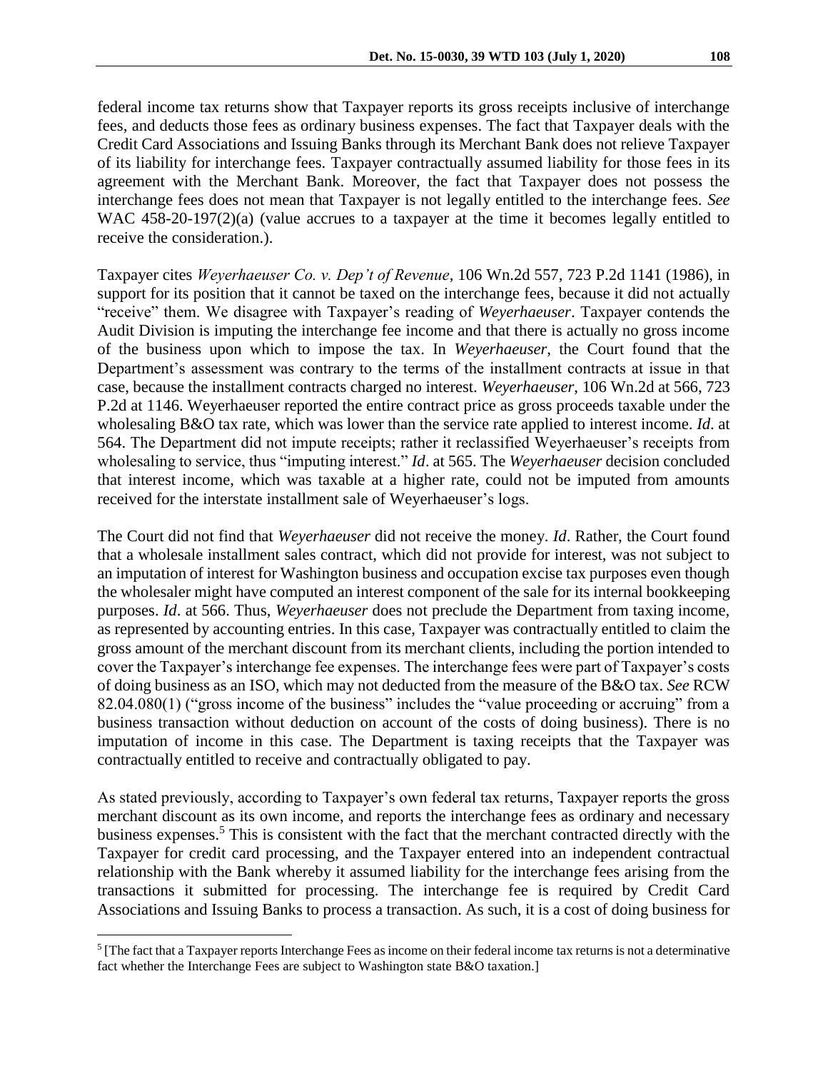federal income tax returns show that Taxpayer reports its gross receipts inclusive of interchange fees, and deducts those fees as ordinary business expenses. The fact that Taxpayer deals with the Credit Card Associations and Issuing Banks through its Merchant Bank does not relieve Taxpayer of its liability for interchange fees. Taxpayer contractually assumed liability for those fees in its agreement with the Merchant Bank. Moreover, the fact that Taxpayer does not possess the interchange fees does not mean that Taxpayer is not legally entitled to the interchange fees. *See* WAC 458-20-197(2)(a) (value accrues to a taxpayer at the time it becomes legally entitled to receive the consideration.).

Taxpayer cites *Weyerhaeuser Co. v. Dep't of Revenue*, 106 Wn.2d 557, 723 P.2d 1141 (1986), in support for its position that it cannot be taxed on the interchange fees, because it did not actually "receive" them. We disagree with Taxpayer's reading of *Weyerhaeuser*. Taxpayer contends the Audit Division is imputing the interchange fee income and that there is actually no gross income of the business upon which to impose the tax. In *Weyerhaeuser*, the Court found that the Department's assessment was contrary to the terms of the installment contracts at issue in that case, because the installment contracts charged no interest. *Weyerhaeuser*, 106 Wn.2d at 566, 723 P.2d at 1146. Weyerhaeuser reported the entire contract price as gross proceeds taxable under the wholesaling B&O tax rate, which was lower than the service rate applied to interest income. *Id*. at 564. The Department did not impute receipts; rather it reclassified Weyerhaeuser's receipts from wholesaling to service, thus "imputing interest." *Id*. at 565. The *Weyerhaeuser* decision concluded that interest income, which was taxable at a higher rate, could not be imputed from amounts received for the interstate installment sale of Weyerhaeuser's logs.

The Court did not find that *Weyerhaeuser* did not receive the money. *Id*. Rather, the Court found that a wholesale installment sales contract, which did not provide for interest, was not subject to an imputation of interest for Washington business and occupation excise tax purposes even though the wholesaler might have computed an interest component of the sale for its internal bookkeeping purposes. *Id*. at 566. Thus, *Weyerhaeuser* does not preclude the Department from taxing income, as represented by accounting entries. In this case, Taxpayer was contractually entitled to claim the gross amount of the merchant discount from its merchant clients, including the portion intended to cover the Taxpayer's interchange fee expenses. The interchange fees were part of Taxpayer's costs of doing business as an ISO, which may not deducted from the measure of the B&O tax. *See* RCW 82.04.080(1) ("gross income of the business" includes the "value proceeding or accruing" from a business transaction without deduction on account of the costs of doing business). There is no imputation of income in this case. The Department is taxing receipts that the Taxpayer was contractually entitled to receive and contractually obligated to pay.

As stated previously, according to Taxpayer's own federal tax returns, Taxpayer reports the gross merchant discount as its own income, and reports the interchange fees as ordinary and necessary business expenses.[5] This is consistent with the fact that the merchant contracted directly with the Taxpayer for credit card processing, and the Taxpayer entered into an independent contractual relationship with the Bank whereby it assumed liability for the interchange fees arising from the transactions it submitted for processing. The interchange fee is required by Credit Card Associations and Issuing Banks to process a transaction. As such, it is a cost of doing business for

---

[5] [The fact that a Taxpayer reports Interchange Fees as income on their federal income tax returns is not a determinative fact whether the Interchange Fees are subject to Washington state B&O taxation.]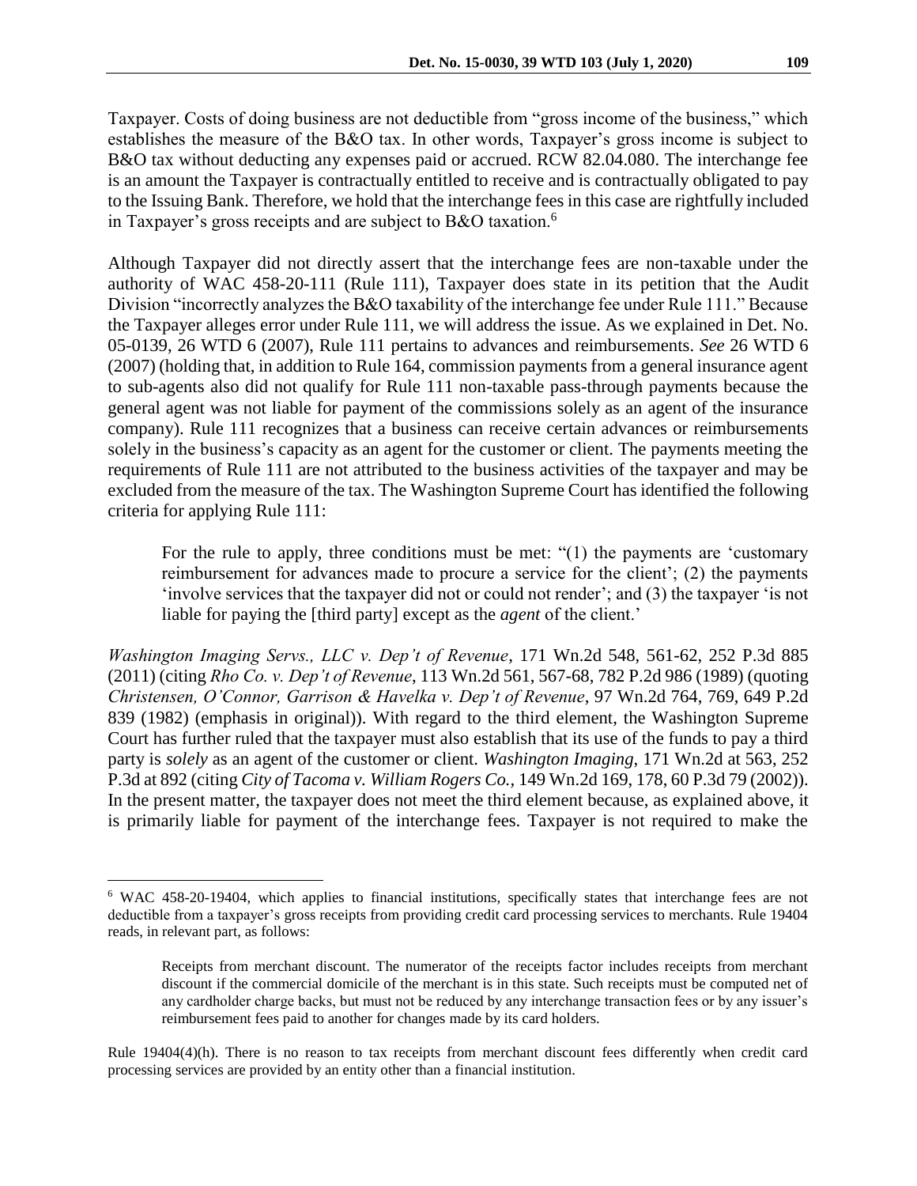Taxpayer. Costs of doing business are not deductible from "gross income of the business," which establishes the measure of the B&O tax. In other words, Taxpayer's gross income is subject to B&O tax without deducting any expenses paid or accrued. RCW 82.04.080. The interchange fee is an amount the Taxpayer is contractually entitled to receive and is contractually obligated to pay to the Issuing Bank. Therefore, we hold that the interchange fees in this case are rightfully included in Taxpayer's gross receipts and are subject to B&O taxation.[6]

Although Taxpayer did not directly assert that the interchange fees are non-taxable under the authority of WAC 458-20-111 (Rule 111), Taxpayer does state in its petition that the Audit Division "incorrectly analyzes the B&O taxability of the interchange fee under Rule 111." Because the Taxpayer alleges error under Rule 111, we will address the issue. As we explained in Det. No. 05-0139, 26 WTD 6 (2007), Rule 111 pertains to advances and reimbursements. *See* 26 WTD 6 (2007) (holding that, in addition to Rule 164, commission payments from a general insurance agent to sub-agents also did not qualify for Rule 111 non-taxable pass-through payments because the general agent was not liable for payment of the commissions solely as an agent of the insurance company). Rule 111 recognizes that a business can receive certain advances or reimbursements solely in the business's capacity as an agent for the customer or client. The payments meeting the requirements of Rule 111 are not attributed to the business activities of the taxpayer and may be excluded from the measure of the tax. The Washington Supreme Court has identified the following criteria for applying Rule 111:

> For the rule to apply, three conditions must be met: "(1) the payments are 'customary reimbursement for advances made to procure a service for the client'; (2) the payments 'involve services that the taxpayer did not or could not render'; and (3) the taxpayer 'is not liable for paying the [third party] except as the *agent* of the client.'

*Washington Imaging Servs., LLC v. Dep't of Revenue*, 171 Wn.2d 548, 561-62, 252 P.3d 885 (2011) (citing *Rho Co. v. Dep't of Revenue*, 113 Wn.2d 561, 567-68, 782 P.2d 986 (1989) (quoting *Christensen, O'Connor, Garrison & Havelka v. Dep't of Revenue*, 97 Wn.2d 764, 769, 649 P.2d 839 (1982) (emphasis in original)). With regard to the third element, the Washington Supreme Court has further ruled that the taxpayer must also establish that its use of the funds to pay a third party is *solely* as an agent of the customer or client. *Washington Imaging*, 171 Wn.2d at 563, 252 P.3d at 892 (citing *City of Tacoma v. William Rogers Co.*, 149 Wn.2d 169, 178, 60 P.3d 79 (2002)). In the present matter, the taxpayer does not meet the third element because, as explained above, it is primarily liable for payment of the interchange fees. Taxpayer is not required to make the

---

[6] WAC 458-20-19404, which applies to financial institutions, specifically states that interchange fees are not deductible from a taxpayer's gross receipts from providing credit card processing services to merchants. Rule 19404 reads, in relevant part, as follows:

> Receipts from merchant discount. The numerator of the receipts factor includes receipts from merchant discount if the commercial domicile of the merchant is in this state. Such receipts must be computed net of any cardholder charge backs, but must not be reduced by any interchange transaction fees or by any issuer's reimbursement fees paid to another for changes made by its card holders.

Rule 19404(4)(h). There is no reason to tax receipts from merchant discount fees differently when credit card processing services are provided by an entity other than a financial institution.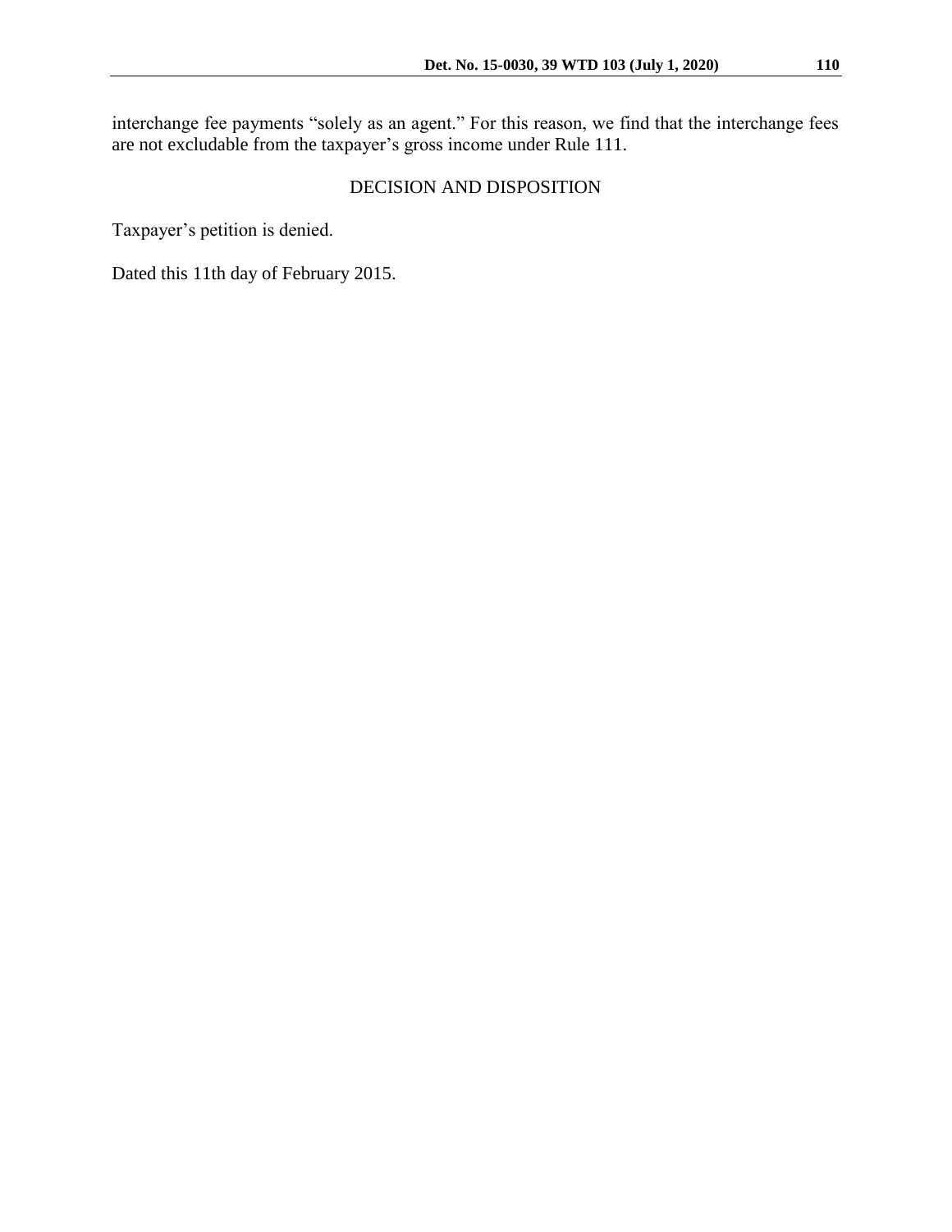interchange fee payments "solely as an agent." For this reason, we find that the interchange fees are not excludable from the taxpayer's gross income under Rule 111.

## DECISION AND DISPOSITION

Taxpayer's petition is denied.

Dated this 11th day of February 2015.